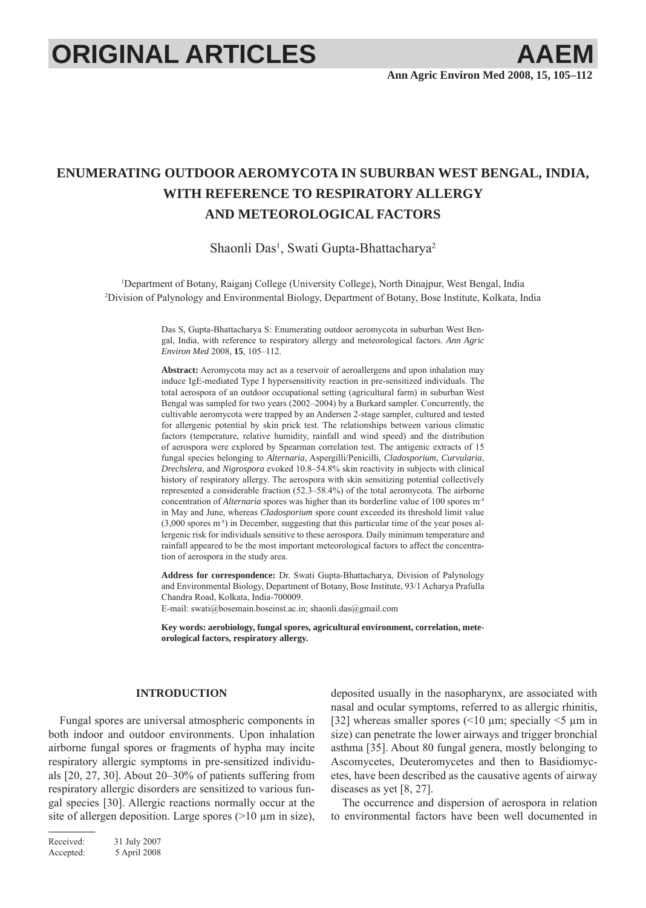# ENUMERATING OUTDOOR AEROMYCOTA IN SUBURBAN WEST BENGAL, INDIA, WITH REFERENCE TO RESPIRATORY ALLERGY AND METEOROLOGICAL FACTORS

Shaonli Das[1], Swati Gupta-Bhattacharya[2]

[1]Department of Botany, Raiganj College (University College), North Dinajpur, West Bengal, India
[2]Division of Palynology and Environmental Biology, Department of Botany, Bose Institute, Kolkata, India

Das S, Gupta-Bhattacharya S: Enumerating outdoor aeromycota in suburban West Bengal, India, with reference to respiratory allergy and meteorological factors. *Ann Agric Environ Med* 2008, **15**, 105–112.

**Abstract:** Aeromycota may act as a reservoir of aeroallergens and upon inhalation may induce IgE-mediated Type I hypersensitivity reaction in pre-sensitized individuals. The total aerospora of an outdoor occupational setting (agricultural farm) in suburban West Bengal was sampled for two years (2002–2004) by a Burkard sampler. Concurrently, the cultivable aeromycota were trapped by an Andersen 2-stage sampler, cultured and tested for allergenic potential by skin prick test. The relationships between various climatic factors (temperature, relative humidity, rainfall and wind speed) and the distribution of aerospora were explored by Spearman correlation test. The antigenic extracts of 15 fungal species belonging to *Alternaria*, Aspergilli/Penicilli, *Cladosporium*, *Curvularia*, *Drechslera*, and *Nigrospora* evoked 10.8–54.8% skin reactivity in subjects with clinical history of respiratory allergy. The aerospora with skin sensitizing potential collectively represented a considerable fraction (52.3–58.4%) of the total aeromycota. The airborne concentration of *Alternaria* spores was higher than its borderline value of 100 spores m$^{-3}$ in May and June, whereas *Cladosporium* spore count exceeded its threshold limit value (3,000 spores m$^{-3}$) in December, suggesting that this particular time of the year poses allergenic risk for individuals sensitive to these aerospora. Daily minimum temperature and rainfall appeared to be the most important meteorological factors to affect the concentration of aerospora in the study area.

**Address for correspondence:** Dr. Swati Gupta-Bhattacharya, Division of Palynology and Environmental Biology, Department of Botany, Bose Institute, 93/1 Acharya Prafulla Chandra Road, Kolkata, India-700009.
E-mail: swati@bosemain.boseinst.ac.in; shaonli.das@gmail.com

**Key words: aerobiology, fungal spores, agricultural environment, correlation, meteorological factors, respiratory allergy.**

## INTRODUCTION

Fungal spores are universal atmospheric components in both indoor and outdoor environments. Upon inhalation airborne fungal spores or fragments of hypha may incite respiratory allergic symptoms in pre-sensitized individuals [20, 27, 30]. About 20–30% of patients suffering from respiratory allergic disorders are sensitized to various fungal species [30]. Allergic reactions normally occur at the site of allergen deposition. Large spores (>10 µm in size), deposited usually in the nasopharynx, are associated with nasal and ocular symptoms, referred to as allergic rhinitis, [32] whereas smaller spores (<10 µm; specially <5 µm in size) can penetrate the lower airways and trigger bronchial asthma [35]. About 80 fungal genera, mostly belonging to Ascomycetes, Deuteromycetes and then to Basidiomycetes, have been described as the causative agents of airway diseases as yet [8, 27].

The occurrence and dispersion of aerospora in relation to environmental factors have been well documented in

Received: 31 July 2007
Accepted: 5 April 2008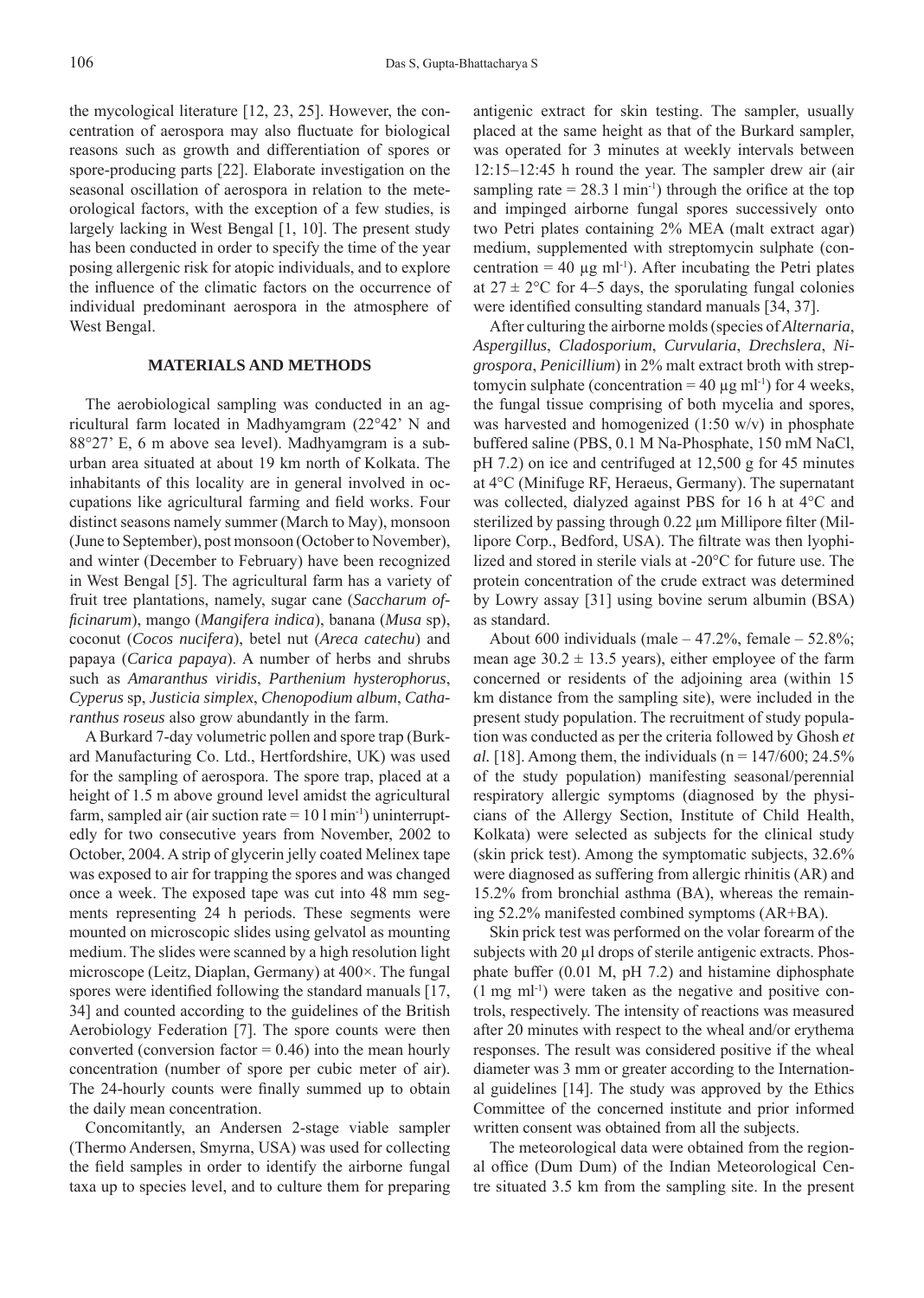the mycological literature [12, 23, 25]. However, the concentration of aerospora may also fluctuate for biological reasons such as growth and differentiation of spores or spore-producing parts [22]. Elaborate investigation on the seasonal oscillation of aerospora in relation to the meteorological factors, with the exception of a few studies, is largely lacking in West Bengal [1, 10]. The present study has been conducted in order to specify the time of the year posing allergenic risk for atopic individuals, and to explore the influence of the climatic factors on the occurrence of individual predominant aerospora in the atmosphere of West Bengal.

## MATERIALS AND METHODS

The aerobiological sampling was conducted in an agricultural farm located in Madhyamgram (22°42' N and 88°27' E, 6 m above sea level). Madhyamgram is a suburban area situated at about 19 km north of Kolkata. The inhabitants of this locality are in general involved in occupations like agricultural farming and field works. Four distinct seasons namely summer (March to May), monsoon (June to September), post monsoon (October to November), and winter (December to February) have been recognized in West Bengal [5]. The agricultural farm has a variety of fruit tree plantations, namely, sugar cane (*Saccharum officinarum*), mango (*Mangifera indica*), banana (*Musa* sp), coconut (*Cocos nucifera*), betel nut (*Areca catechu*) and papaya (*Carica papaya*). A number of herbs and shrubs such as *Amaranthus viridis*, *Parthenium hysterophorus*, *Cyperus* sp, *Justicia simplex*, *Chenopodium album*, *Catharanthus roseus* also grow abundantly in the farm.

A Burkard 7-day volumetric pollen and spore trap (Burkard Manufacturing Co. Ltd., Hertfordshire, UK) was used for the sampling of aerospora. The spore trap, placed at a height of 1.5 m above ground level amidst the agricultural farm, sampled air (air suction rate = 10 l min$^{-1}$) uninterruptedly for two consecutive years from November, 2002 to October, 2004. A strip of glycerin jelly coated Melinex tape was exposed to air for trapping the spores and was changed once a week. The exposed tape was cut into 48 mm segments representing 24 h periods. These segments were mounted on microscopic slides using gelvatol as mounting medium. The slides were scanned by a high resolution light microscope (Leitz, Diaplan, Germany) at 400×. The fungal spores were identified following the standard manuals [17, 34] and counted according to the guidelines of the British Aerobiology Federation [7]. The spore counts were then converted (conversion factor = 0.46) into the mean hourly concentration (number of spore per cubic meter of air). The 24-hourly counts were finally summed up to obtain the daily mean concentration.

Concomitantly, an Andersen 2-stage viable sampler (Thermo Andersen, Smyrna, USA) was used for collecting the field samples in order to identify the airborne fungal taxa up to species level, and to culture them for preparing antigenic extract for skin testing. The sampler, usually placed at the same height as that of the Burkard sampler, was operated for 3 minutes at weekly intervals between 12:15–12:45 h round the year. The sampler drew air (air sampling rate = 28.3 l min$^{-1}$) through the orifice at the top and impinged airborne fungal spores successively onto two Petri plates containing 2% MEA (malt extract agar) medium, supplemented with streptomycin sulphate (concentration = 40 µg ml$^{-1}$). After incubating the Petri plates at 27 ± 2°C for 4–5 days, the sporulating fungal colonies were identified consulting standard manuals [34, 37].

After culturing the airborne molds (species of *Alternaria*, *Aspergillus*, *Cladosporium*, *Curvularia*, *Drechslera*, *Nigrospora*, *Penicillium*) in 2% malt extract broth with streptomycin sulphate (concentration = 40 µg ml$^{-1}$) for 4 weeks, the fungal tissue comprising of both mycelia and spores, was harvested and homogenized (1:50 w/v) in phosphate buffered saline (PBS, 0.1 M Na-Phosphate, 150 mM NaCl, pH 7.2) on ice and centrifuged at 12,500 g for 45 minutes at 4°C (Minifuge RF, Heraeus, Germany). The supernatant was collected, dialyzed against PBS for 16 h at 4°C and sterilized by passing through 0.22 µm Millipore filter (Millipore Corp., Bedford, USA). The filtrate was then lyophilized and stored in sterile vials at -20°C for future use. The protein concentration of the crude extract was determined by Lowry assay [31] using bovine serum albumin (BSA) as standard.

About 600 individuals (male – 47.2%, female – 52.8%; mean age 30.2 ± 13.5 years), either employee of the farm concerned or residents of the adjoining area (within 15 km distance from the sampling site), were included in the present study population. The recruitment of study population was conducted as per the criteria followed by Ghosh *et al.* [18]. Among them, the individuals (n = 147/600; 24.5% of the study population) manifesting seasonal/perennial respiratory allergic symptoms (diagnosed by the physicians of the Allergy Section, Institute of Child Health, Kolkata) were selected as subjects for the clinical study (skin prick test). Among the symptomatic subjects, 32.6% were diagnosed as suffering from allergic rhinitis (AR) and 15.2% from bronchial asthma (BA), whereas the remaining 52.2% manifested combined symptoms (AR+BA).

Skin prick test was performed on the volar forearm of the subjects with 20 µl drops of sterile antigenic extracts. Phosphate buffer (0.01 M, pH 7.2) and histamine diphosphate (1 mg ml$^{-1}$) were taken as the negative and positive controls, respectively. The intensity of reactions was measured after 20 minutes with respect to the wheal and/or erythema responses. The result was considered positive if the wheal diameter was 3 mm or greater according to the International guidelines [14]. The study was approved by the Ethics Committee of the concerned institute and prior informed written consent was obtained from all the subjects.

The meteorological data were obtained from the regional office (Dum Dum) of the Indian Meteorological Centre situated 3.5 km from the sampling site. In the present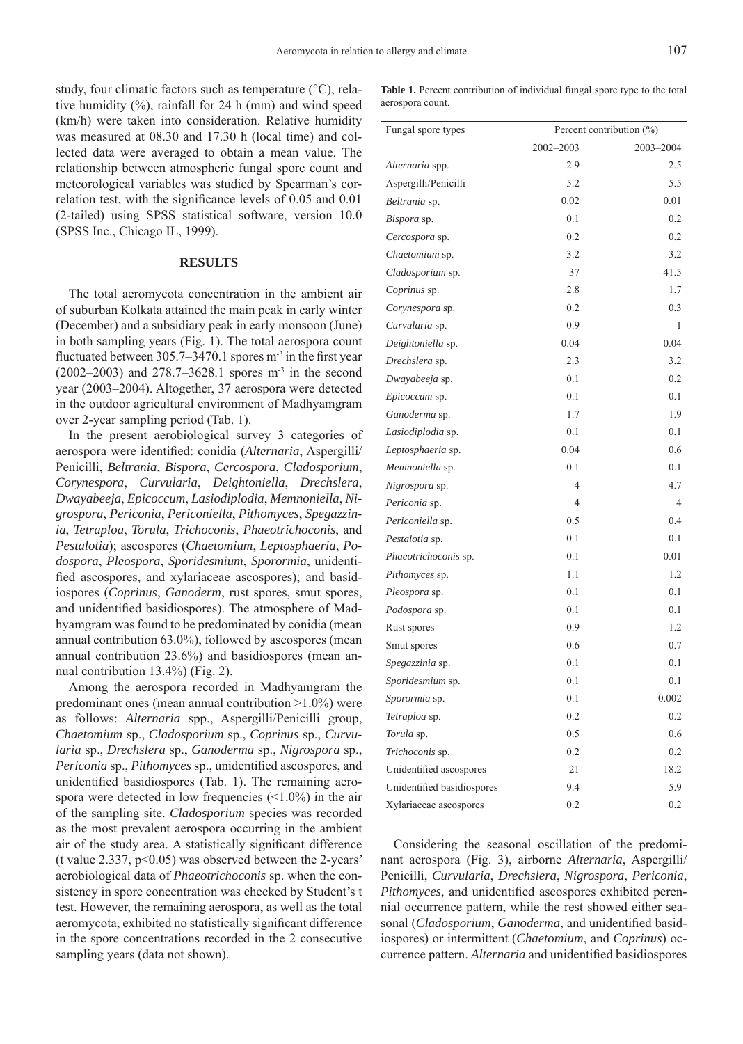study, four climatic factors such as temperature (°C), relative humidity (%), rainfall for 24 h (mm) and wind speed (km/h) were taken into consideration. Relative humidity was measured at 08.30 and 17.30 h (local time) and collected data were averaged to obtain a mean value. The relationship between atmospheric fungal spore count and meteorological variables was studied by Spearman's correlation test, with the significance levels of 0.05 and 0.01 (2-tailed) using SPSS statistical software, version 10.0 (SPSS Inc., Chicago IL, 1999).

## RESULTS

The total aeromycota concentration in the ambient air of suburban Kolkata attained the main peak in early winter (December) and a subsidiary peak in early monsoon (June) in both sampling years (Fig. 1). The total aerospora count fluctuated between 305.7–3470.1 spores $m^{-3}$ in the first year (2002–2003) and 278.7–3628.1 spores $m^{-3}$ in the second year (2003–2004). Altogether, 37 aerospora were detected in the outdoor agricultural environment of Madhyamgram over 2-year sampling period (Tab. 1).

In the present aerobiological survey 3 categories of aerospora were identified: conidia (*Alternaria*, Aspergilli/Penicilli, *Beltrania*, *Bispora*, *Cercospora*, *Cladosporium*, *Corynespora*, *Curvularia*, *Deightoniella*, *Drechslera*, *Dwayabeeja*, *Epicoccum*, *Lasiodiplodia*, *Memnoniella*, *Nigrospora*, *Periconia*, *Periconiella*, *Pithomyces*, *Spegazzinia*, *Tetraploa*, *Torula*, *Trichoconis*, *Phaeotrichoconis*, and *Pestalotia*); ascospores (*Chaetomium*, *Leptosphaeria*, *Podospora*, *Pleospora*, *Sporidesmium*, *Sporormia*, unidentified ascospores, and xylariaceae ascospores); and basidiospores (*Coprinus*, *Ganoderm*, rust spores, smut spores, and unidentified basidiospores). The atmosphere of Madhyamgram was found to be predominated by conidia (mean annual contribution 63.0%), followed by ascospores (mean annual contribution 23.6%) and basidiospores (mean annual contribution 13.4%) (Fig. 2).

Among the aerospora recorded in Madhyamgram the predominant ones (mean annual contribution >1.0%) were as follows: *Alternaria* spp., Aspergilli/Penicilli group, *Chaetomium* sp., *Cladosporium* sp., *Coprinus* sp., *Curvularia* sp., *Drechslera* sp., *Ganoderma* sp., *Nigrospora* sp., *Periconia* sp., *Pithomyces* sp., unidentified ascospores, and unidentified basidiospores (Tab. 1). The remaining aerospora were detected in low frequencies (<1.0%) in the air of the sampling site. *Cladosporium* species was recorded as the most prevalent aerospora occurring in the ambient air of the study area. A statistically significant difference (t value 2.337, $p<0.05$) was observed between the 2-years' aerobiological data of *Phaeotrichoconis* sp. when the consistency in spore concentration was checked by Student's t test. However, the remaining aerospora, as well as the total aeromycota, exhibited no statistically significant difference in the spore concentrations recorded in the 2 consecutive sampling years (data not shown).

**Table 1.** Percent contribution of individual fungal spore type to the total aerospora count.

| Fungal spore types | Percent contribution (%) | |
|---|---|---|
| | 2002–2003 | 2003–2004 |
| *Alternaria* spp. | 2.9 | 2.5 |
| Aspergilli/Penicilli | 5.2 | 5.5 |
| *Beltrania* sp. | 0.02 | 0.01 |
| *Bispora* sp. | 0.1 | 0.2 |
| *Cercospora* sp. | 0.2 | 0.2 |
| *Chaetomium* sp. | 3.2 | 3.2 |
| *Cladosporium* sp. | 37 | 41.5 |
| *Coprinus* sp. | 2.8 | 1.7 |
| *Corynespora* sp. | 0.2 | 0.3 |
| *Curvularia* sp. | 0.9 | 1 |
| *Deightoniella* sp. | 0.04 | 0.04 |
| *Drechslera* sp. | 2.3 | 3.2 |
| *Dwayabeeja* sp. | 0.1 | 0.2 |
| *Epicoccum* sp. | 0.1 | 0.1 |
| *Ganoderma* sp. | 1.7 | 1.9 |
| *Lasiodiplodia* sp. | 0.1 | 0.1 |
| *Leptosphaeria* sp. | 0.04 | 0.6 |
| *Memnoniella* sp. | 0.1 | 0.1 |
| *Nigrospora* sp. | 4 | 4.7 |
| *Periconia* sp. | 4 | 4 |
| *Periconiella* sp. | 0.5 | 0.4 |
| *Pestalotia* sp. | 0.1 | 0.1 |
| *Phaeotrichoconis* sp. | 0.1 | 0.01 |
| *Pithomyces* sp. | 1.1 | 1.2 |
| *Pleospora* sp. | 0.1 | 0.1 |
| *Podospora* sp. | 0.1 | 0.1 |
| Rust spores | 0.9 | 1.2 |
| Smut spores | 0.6 | 0.7 |
| *Spegazzinia* sp. | 0.1 | 0.1 |
| *Sporidesmium* sp. | 0.1 | 0.1 |
| *Sporormia* sp. | 0.1 | 0.002 |
| *Tetraploa* sp. | 0.2 | 0.2 |
| *Torula* sp. | 0.5 | 0.6 |
| *Trichoconis* sp. | 0.2 | 0.2 |
| Unidentified ascospores | 21 | 18.2 |
| Unidentified basidiospores | 9.4 | 5.9 |
| Xylariaceae ascospores | 0.2 | 0.2 |

Considering the seasonal oscillation of the predominant aerospora (Fig. 3), airborne *Alternaria*, Aspergilli/Penicilli, *Curvularia*, *Drechslera*, *Nigrospora*, *Periconia*, *Pithomyces*, and unidentified ascospores exhibited perennial occurrence pattern, while the rest showed either seasonal (*Cladosporium*, *Ganoderma*, and unidentified basidiospores) or intermittent (*Chaetomium*, and *Coprinus*) occurrence pattern. *Alternaria* and unidentified basidiospores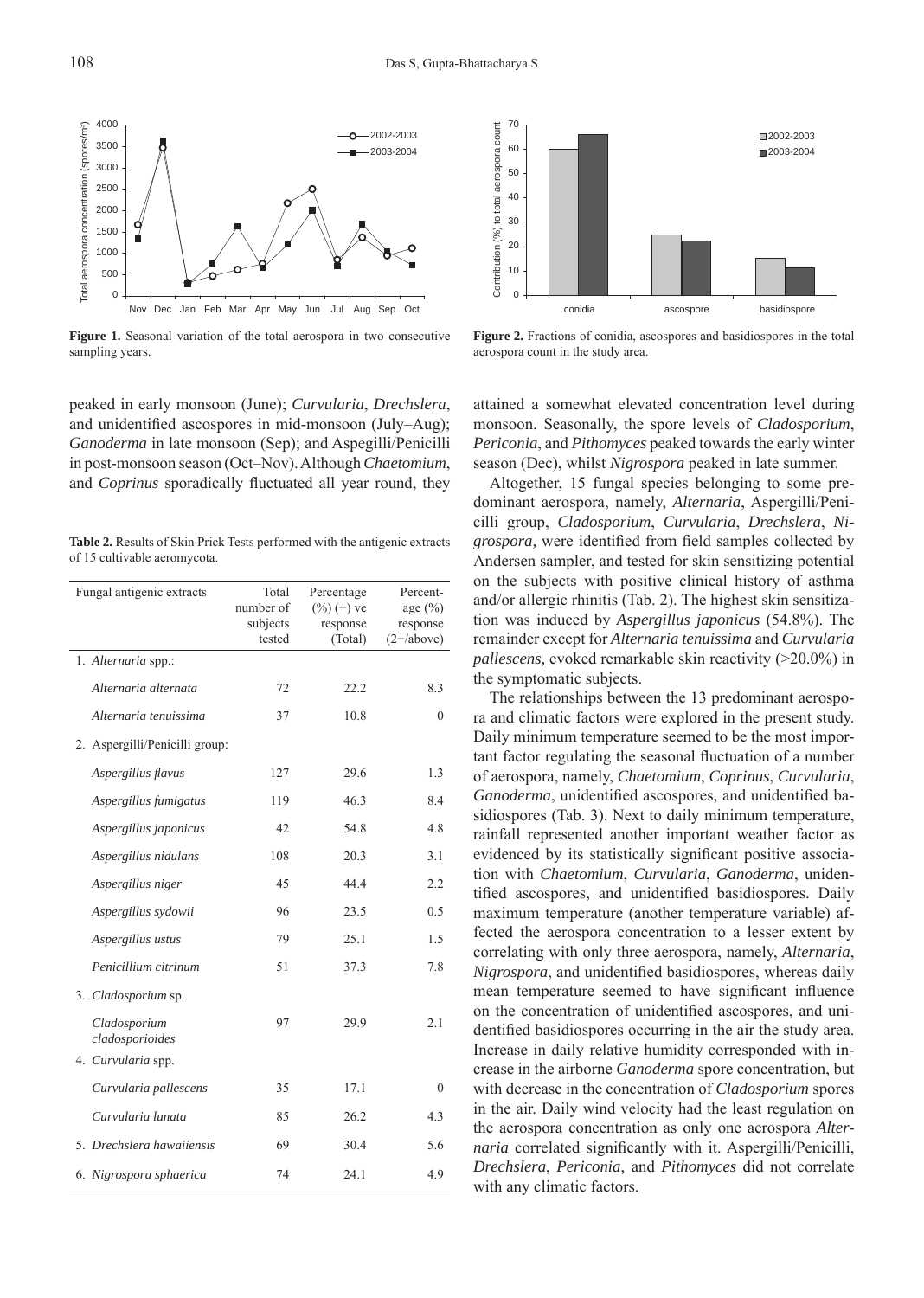**Figure 1.** Seasonal variation of the total aerospora in two consecutive sampling years.

**Figure 2.** Fractions of conidia, ascospores and basidiospores in the total aerospora count in the study area.

peaked in early monsoon (June); *Curvularia*, *Drechslera*, and unidentified ascospores in mid-monsoon (July–Aug); *Ganoderma* in late monsoon (Sep); and Aspegilli/Penicilli in post-monsoon season (Oct–Nov). Although *Chaetomium*, and *Coprinus* sporadically fluctuated all year round, they attained a somewhat elevated concentration level during monsoon. Seasonally, the spore levels of *Cladosporium*, *Periconia*, and *Pithomyces* peaked towards the early winter season (Dec), whilst *Nigrospora* peaked in late summer.

**Table 2.** Results of Skin Prick Tests performed with the antigenic extracts of 15 cultivable aeromycota.

| Fungal antigenic extracts | Total number of subjects tested | Percentage (%) (+) ve response (Total) | Percentage (%) response (2+/above) |
|---|---|---|---|
| 1. *Alternaria* spp.: | | | |
| *Alternaria alternata* | 72 | 22.2 | 8.3 |
| *Alternaria tenuissima* | 37 | 10.8 | 0 |
| 2. Aspergilli/Penicilli group: | | | |
| *Aspergillus flavus* | 127 | 29.6 | 1.3 |
| *Aspergillus fumigatus* | 119 | 46.3 | 8.4 |
| *Aspergillus japonicus* | 42 | 54.8 | 4.8 |
| *Aspergillus nidulans* | 108 | 20.3 | 3.1 |
| *Aspergillus niger* | 45 | 44.4 | 2.2 |
| *Aspergillus sydowii* | 96 | 23.5 | 0.5 |
| *Aspergillus ustus* | 79 | 25.1 | 1.5 |
| *Penicillium citrinum* | 51 | 37.3 | 7.8 |
| 3. *Cladosporium* sp. | | | |
| *Cladosporium cladosporioides* | 97 | 29.9 | 2.1 |
| 4. *Curvularia* spp. | | | |
| *Curvularia pallescens* | 35 | 17.1 | 0 |
| *Curvularia lunata* | 85 | 26.2 | 4.3 |
| 5. *Drechslera hawaiiensis* | 69 | 30.4 | 5.6 |
| 6. *Nigrospora sphaerica* | 74 | 24.1 | 4.9 |

Altogether, 15 fungal species belonging to some predominant aerospora, namely, *Alternaria*, Aspergilli/Penicilli group, *Cladosporium*, *Curvularia*, *Drechslera*, *Nigrospora,* were identified from field samples collected by Andersen sampler, and tested for skin sensitizing potential on the subjects with positive clinical history of asthma and/or allergic rhinitis (Tab. 2). The highest skin sensitization was induced by *Aspergillus japonicus* (54.8%). The remainder except for *Alternaria tenuissima* and *Curvularia pallescens,* evoked remarkable skin reactivity (>20.0%) in the symptomatic subjects.

The relationships between the 13 predominant aerospora and climatic factors were explored in the present study. Daily minimum temperature seemed to be the most important factor regulating the seasonal fluctuation of a number of aerospora, namely, *Chaetomium*, *Coprinus*, *Curvularia*, *Ganoderma*, unidentified ascospores, and unidentified basidiospores (Tab. 3). Next to daily minimum temperature, rainfall represented another important weather factor as evidenced by its statistically significant positive association with *Chaetomium*, *Curvularia*, *Ganoderma*, unidentified ascospores, and unidentified basidiospores. Daily maximum temperature (another temperature variable) affected the aerospora concentration to a lesser extent by correlating with only three aerospora, namely, *Alternaria*, *Nigrospora*, and unidentified basidiospores, whereas daily mean temperature seemed to have significant influence on the concentration of unidentified ascospores, and unidentified basidiospores occurring in the air the study area. Increase in daily relative humidity corresponded with increase in the airborne *Ganoderma* spore concentration, but with decrease in the concentration of *Cladosporium* spores in the air. Daily wind velocity had the least regulation on the aerospora concentration as only one aerospora *Alternaria* correlated significantly with it. Aspergilli/Penicilli, *Drechslera*, *Periconia*, and *Pithomyces* did not correlate with any climatic factors.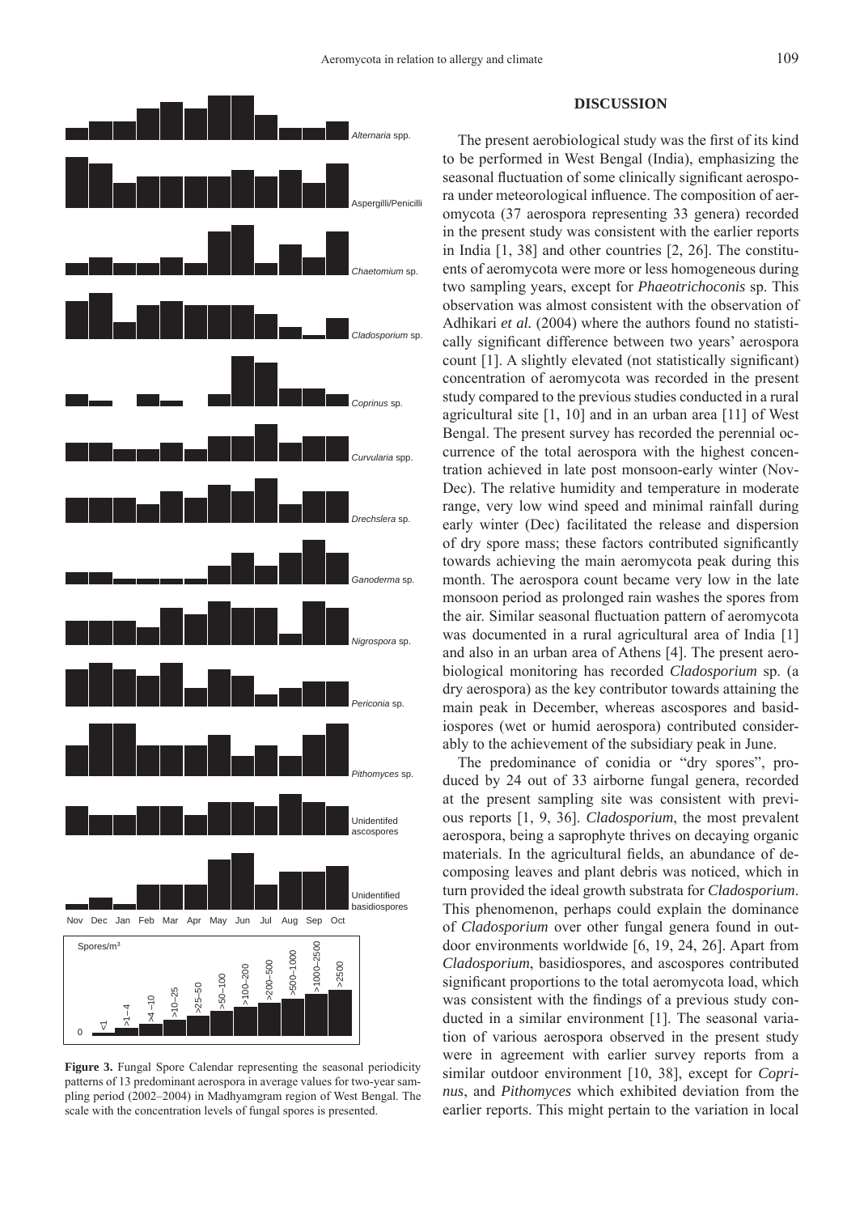**Figure 3.** Fungal Spore Calendar representing the seasonal periodicity patterns of 13 predominant aerospora in average values for two-year sampling period (2002–2004) in Madhyamgram region of West Bengal. The scale with the concentration levels of fungal spores is presented.

## DISCUSSION

The present aerobiological study was the first of its kind to be performed in West Bengal (India), emphasizing the seasonal fluctuation of some clinically significant aerospora under meteorological influence. The composition of aeromycota (37 aerospora representing 33 genera) recorded in the present study was consistent with the earlier reports in India [1, 38] and other countries [2, 26]. The constituents of aeromycota were more or less homogeneous during two sampling years, except for *Phaeotrichoconis* sp. This observation was almost consistent with the observation of Adhikari *et al.* (2004) where the authors found no statistically significant difference between two years' aerospora count [1]. A slightly elevated (not statistically significant) concentration of aeromycota was recorded in the present study compared to the previous studies conducted in a rural agricultural site [1, 10] and in an urban area [11] of West Bengal. The present survey has recorded the perennial occurrence of the total aerospora with the highest concentration achieved in late post monsoon-early winter (Nov-Dec). The relative humidity and temperature in moderate range, very low wind speed and minimal rainfall during early winter (Dec) facilitated the release and dispersion of dry spore mass; these factors contributed significantly towards achieving the main aeromycota peak during this month. The aerospora count became very low in the late monsoon period as prolonged rain washes the spores from the air. Similar seasonal fluctuation pattern of aeromycota was documented in a rural agricultural area of India [1] and also in an urban area of Athens [4]. The present aerobiological monitoring has recorded *Cladosporium* sp. (a dry aerospora) as the key contributor towards attaining the main peak in December, whereas ascospores and basidiospores (wet or humid aerospora) contributed considerably to the achievement of the subsidiary peak in June.

The predominance of conidia or "dry spores", produced by 24 out of 33 airborne fungal genera, recorded at the present sampling site was consistent with previous reports [1, 9, 36]. *Cladosporium*, the most prevalent aerospora, being a saprophyte thrives on decaying organic materials. In the agricultural fields, an abundance of decomposing leaves and plant debris was noticed, which in turn provided the ideal growth substrata for *Cladosporium*. This phenomenon, perhaps could explain the dominance of *Cladosporium* over other fungal genera found in outdoor environments worldwide [6, 19, 24, 26]. Apart from *Cladosporium*, basidiospores, and ascospores contributed significant proportions to the total aeromycota load, which was consistent with the findings of a previous study conducted in a similar environment [1]. The seasonal variation of various aerospora observed in the present study were in agreement with earlier survey reports from a similar outdoor environment [10, 38], except for *Coprinus*, and *Pithomyces* which exhibited deviation from the earlier reports. This might pertain to the variation in local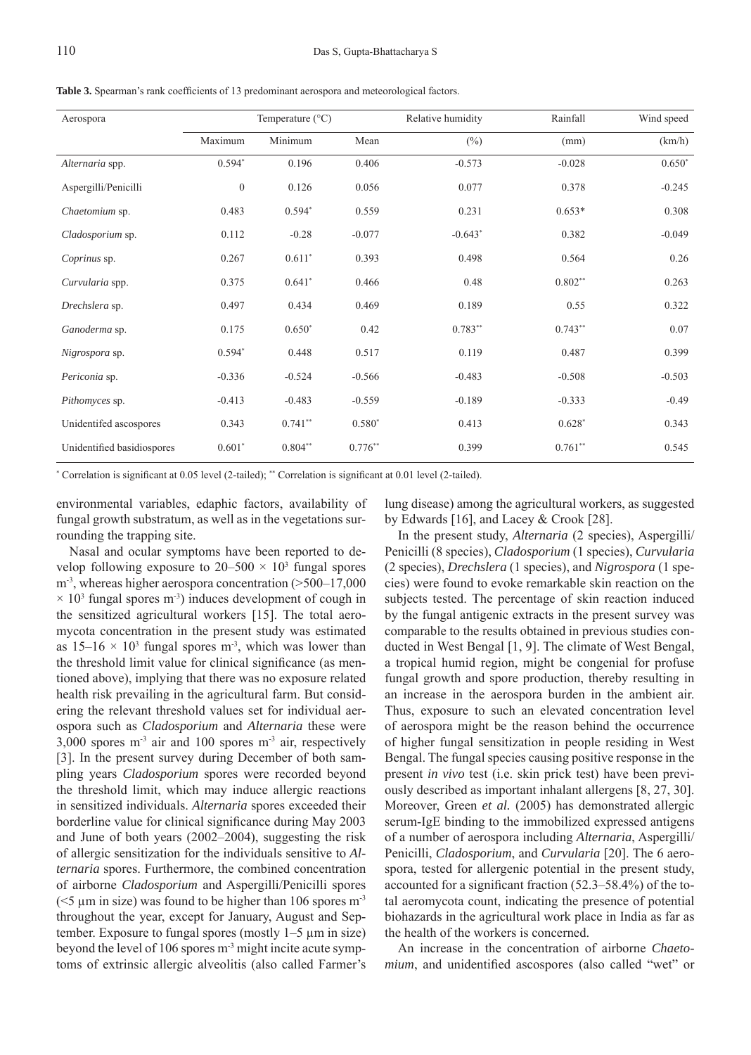**Table 3.** Spearman's rank coefficients of 13 predominant aerospora and meteorological factors.

| Aerospora | Temperature (°C) | | | Relative humidity | Rainfall | Wind speed |
|---|---|---|---|---|---|---|
| | Maximum | Minimum | Mean | (%) | (mm) | (km/h) |
| *Alternaria* spp. | 0.594* | 0.196 | 0.406 | -0.573 | -0.028 | 0.650* |
| Aspergilli/Penicilli | 0 | 0.126 | 0.056 | 0.077 | 0.378 | -0.245 |
| *Chaetomium* sp. | 0.483 | 0.594* | 0.559 | 0.231 | 0.653* | 0.308 |
| *Cladosporium* sp. | 0.112 | -0.28 | -0.077 | -0.643* | 0.382 | -0.049 |
| *Coprinus* sp. | 0.267 | 0.611* | 0.393 | 0.498 | 0.564 | 0.26 |
| *Curvularia* spp. | 0.375 | 0.641* | 0.466 | 0.48 | 0.802** | 0.263 |
| *Drechslera* sp. | 0.497 | 0.434 | 0.469 | 0.189 | 0.55 | 0.322 |
| *Ganoderma* sp. | 0.175 | 0.650* | 0.42 | 0.783** | 0.743** | 0.07 |
| *Nigrospora* sp. | 0.594* | 0.448 | 0.517 | 0.119 | 0.487 | 0.399 |
| *Periconia* sp. | -0.336 | -0.524 | -0.566 | -0.483 | -0.508 | -0.503 |
| *Pithomyces* sp. | -0.413 | -0.483 | -0.559 | -0.189 | -0.333 | -0.49 |
| Unidentifed ascospores | 0.343 | 0.741** | 0.580* | 0.413 | 0.628* | 0.343 |
| Unidentified basidiospores | 0.601* | 0.804** | 0.776** | 0.399 | 0.761** | 0.545 |

* Correlation is significant at 0.05 level (2-tailed); ** Correlation is significant at 0.01 level (2-tailed).

environmental variables, edaphic factors, availability of fungal growth substratum, as well as in the vegetations surrounding the trapping site.

Nasal and ocular symptoms have been reported to develop following exposure to $20–500 \times 10^3$ fungal spores $m^{-3}$, whereas higher aerospora concentration ($>500–17,000 \times 10^3$ fungal spores $m^{-3}$) induces development of cough in the sensitized agricultural workers [15]. The total aeromycota concentration in the present study was estimated as $15–16 \times 10^3$ fungal spores $m^{-3}$, which was lower than the threshold limit value for clinical significance (as mentioned above), implying that there was no exposure related health risk prevailing in the agricultural farm. But considering the relevant threshold values set for individual aerospora such as *Cladosporium* and *Alternaria* these were 3,000 spores $m^{-3}$ air and 100 spores $m^{-3}$ air, respectively [3]. In the present survey during December of both sampling years *Cladosporium* spores were recorded beyond the threshold limit, which may induce allergic reactions in sensitized individuals. *Alternaria* spores exceeded their borderline value for clinical significance during May 2003 and June of both years (2002–2004), suggesting the risk of allergic sensitization for the individuals sensitive to *Alternaria* spores. Furthermore, the combined concentration of airborne *Cladosporium* and Aspergilli/Penicilli spores ($<5$ µm in size) was found to be higher than 106 spores $m^{-3}$ throughout the year, except for January, August and September. Exposure to fungal spores (mostly 1–5 µm in size) beyond the level of 106 spores $m^{-3}$ might incite acute symptoms of extrinsic allergic alveolitis (also called Farmer's lung disease) among the agricultural workers, as suggested by Edwards [16], and Lacey & Crook [28].

In the present study, *Alternaria* (2 species), Aspergilli/Penicilli (8 species), *Cladosporium* (1 species), *Curvularia* (2 species), *Drechslera* (1 species), and *Nigrospora* (1 species) were found to evoke remarkable skin reaction on the subjects tested. The percentage of skin reaction induced by the fungal antigenic extracts in the present survey was comparable to the results obtained in previous studies conducted in West Bengal [1, 9]. The climate of West Bengal, a tropical humid region, might be congenial for profuse fungal growth and spore production, thereby resulting in an increase in the aerospora burden in the ambient air. Thus, exposure to such an elevated concentration level of aerospora might be the reason behind the occurrence of higher fungal sensitization in people residing in West Bengal. The fungal species causing positive response in the present *in vivo* test (i.e. skin prick test) have been previously described as important inhalant allergens [8, 27, 30]. Moreover, Green *et al.* (2005) has demonstrated allergic serum-IgE binding to the immobilized expressed antigens of a number of aerospora including *Alternaria*, Aspergilli/Penicilli, *Cladosporium*, and *Curvularia* [20]. The 6 aerospora, tested for allergenic potential in the present study, accounted for a significant fraction (52.3–58.4%) of the total aeromycota count, indicating the presence of potential biohazards in the agricultural work place in India as far as the health of the workers is concerned.

An increase in the concentration of airborne *Chaetomium*, and unidentified ascospores (also called "wet" or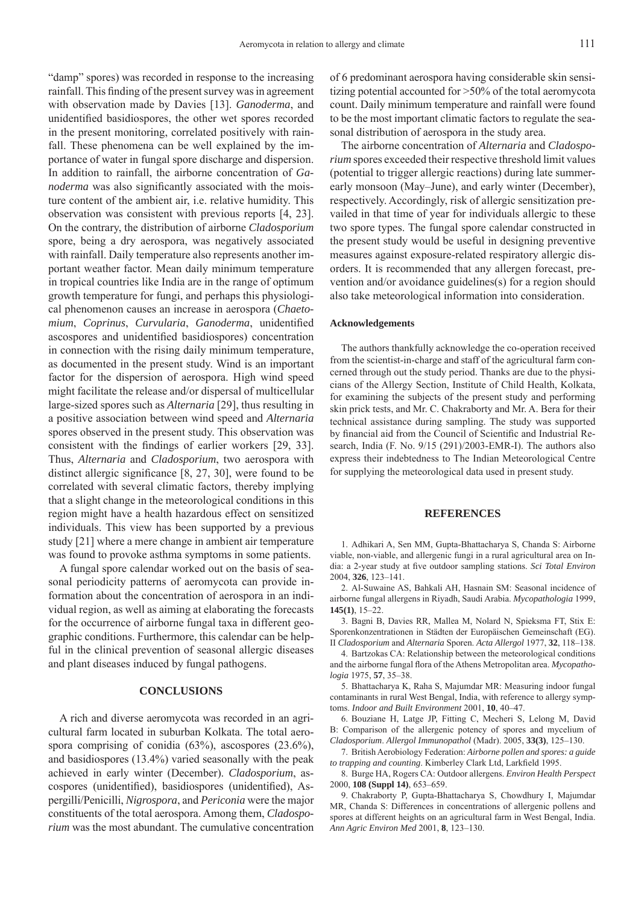"damp" spores) was recorded in response to the increasing rainfall. This finding of the present survey was in agreement with observation made by Davies [13]. *Ganoderma*, and unidentified basidiospores, the other wet spores recorded in the present monitoring, correlated positively with rainfall. These phenomena can be well explained by the importance of water in fungal spore discharge and dispersion. In addition to rainfall, the airborne concentration of *Ganoderma* was also significantly associated with the moisture content of the ambient air, i.e. relative humidity. This observation was consistent with previous reports [4, 23]. On the contrary, the distribution of airborne *Cladosporium* spore, being a dry aerospora, was negatively associated with rainfall. Daily temperature also represents another important weather factor. Mean daily minimum temperature in tropical countries like India are in the range of optimum growth temperature for fungi, and perhaps this physiological phenomenon causes an increase in aerospora (*Chaetomium*, *Coprinus*, *Curvularia*, *Ganoderma*, unidentified ascospores and unidentified basidiospores) concentration in connection with the rising daily minimum temperature, as documented in the present study. Wind is an important factor for the dispersion of aerospora. High wind speed might facilitate the release and/or dispersal of multicellular large-sized spores such as *Alternaria* [29], thus resulting in a positive association between wind speed and *Alternaria* spores observed in the present study. This observation was consistent with the findings of earlier workers [29, 33]. Thus, *Alternaria* and *Cladosporium*, two aerospora with distinct allergic significance [8, 27, 30], were found to be correlated with several climatic factors, thereby implying that a slight change in the meteorological conditions in this region might have a health hazardous effect on sensitized individuals. This view has been supported by a previous study [21] where a mere change in ambient air temperature was found to provoke asthma symptoms in some patients.

A fungal spore calendar worked out on the basis of seasonal periodicity patterns of aeromycota can provide information about the concentration of aerospora in an individual region, as well as aiming at elaborating the forecasts for the occurrence of airborne fungal taxa in different geographic conditions. Furthermore, this calendar can be helpful in the clinical prevention of seasonal allergic diseases and plant diseases induced by fungal pathogens.

## CONCLUSIONS

A rich and diverse aeromycota was recorded in an agricultural farm located in suburban Kolkata. The total aerospora comprising of conidia (63%), ascospores (23.6%), and basidiospores (13.4%) varied seasonally with the peak achieved in early winter (December). *Cladosporium*, ascospores (unidentified), basidiospores (unidentified), Aspergilli/Penicilli, *Nigrospora*, and *Periconia* were the major constituents of the total aerospora. Among them, *Cladosporium* was the most abundant. The cumulative concentration of 6 predominant aerospora having considerable skin sensitizing potential accounted for >50% of the total aeromycota count. Daily minimum temperature and rainfall were found to be the most important climatic factors to regulate the seasonal distribution of aerospora in the study area.

The airborne concentration of *Alternaria* and *Cladosporium* spores exceeded their respective threshold limit values (potential to trigger allergic reactions) during late summer-early monsoon (May–June), and early winter (December), respectively. Accordingly, risk of allergic sensitization prevailed in that time of year for individuals allergic to these two spore types. The fungal spore calendar constructed in the present study would be useful in designing preventive measures against exposure-related respiratory allergic disorders. It is recommended that any allergen forecast, prevention and/or avoidance guidelines(s) for a region should also take meteorological information into consideration.

### Acknowledgements

The authors thankfully acknowledge the co-operation received from the scientist-in-charge and staff of the agricultural farm concerned through out the study period. Thanks are due to the physicians of the Allergy Section, Institute of Child Health, Kolkata, for examining the subjects of the present study and performing skin prick tests, and Mr. C. Chakraborty and Mr. A. Bera for their technical assistance during sampling. The study was supported by financial aid from the Council of Scientific and Industrial Research, India (F. No. 9/15 (291)/2003-EMR-I). The authors also express their indebtedness to The Indian Meteorological Centre for supplying the meteorological data used in present study.

## REFERENCES

1. Adhikari A, Sen MM, Gupta-Bhattacharya S, Chanda S: Airborne viable, non-viable, and allergenic fungi in a rural agricultural area on India: a 2-year study at five outdoor sampling stations. *Sci Total Environ* 2004, **326**, 123–141.
2. Al-Suwaine AS, Bahkali AH, Hasnain SM: Seasonal incidence of airborne fungal allergens in Riyadh, Saudi Arabia. *Mycopathologia* 1999, **145(1)**, 15–22.
3. Bagni B, Davies RR, Mallea M, Nolard N, Spieksma FT, Stix E: Sporenkonzentrationen in Städten der Europäischen Gemeinschaft (EG). II *Cladosporium* and *Alternaria* Sporen. *Acta Allergol* 1977, **32**, 118–138.
4. Bartzokas CA: Relationship between the meteorological conditions and the airborne fungal flora of the Athens Metropolitan area. *Mycopathologia* 1975, **57**, 35–38.
5. Bhattacharya K, Raha S, Majumdar MR: Measuring indoor fungal contaminants in rural West Bengal, India, with reference to allergy symptoms. *Indoor and Built Environment* 2001, **10**, 40–47.
6. Bouziane H, Latge JP, Fitting C, Mecheri S, Lelong M, David B: Comparison of the allergenic potency of spores and mycelium of *Cladosporium*. *Allergol Immunopathol* (Madr). 2005, **33(3)**, 125–130.
7. British Aerobiology Federation: *Airborne pollen and spores: a guide to trapping and counting*. Kimberley Clark Ltd, Larkfield 1995.
8. Burge HA, Rogers CA: Outdoor allergens. *Environ Health Perspect* 2000, **108 (Suppl 14)**, 653–659.
9. Chakraborty P, Gupta-Bhattacharya S, Chowdhury I, Majumdar MR, Chanda S: Differences in concentrations of allergenic pollens and spores at different heights on an agricultural farm in West Bengal, India. *Ann Agric Environ Med* 2001, **8**, 123–130.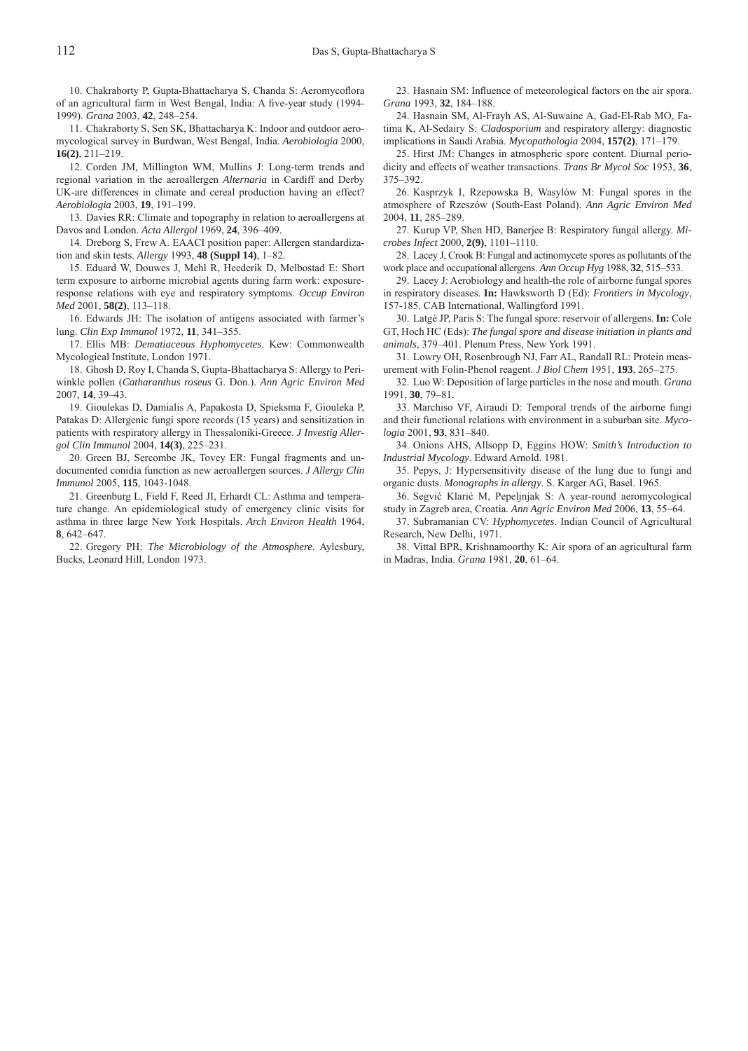10. Chakraborty P, Gupta-Bhattacharya S, Chanda S: Aeromycoflora of an agricultural farm in West Bengal, India: A five-year study (1994-1999). *Grana* 2003, **42**, 248–254.

11. Chakraborty S, Sen SK, Bhattacharya K: Indoor and outdoor aeromycological survey in Burdwan, West Bengal, India. *Aerobiologia* 2000, **16(2)**, 211–219.

12. Corden JM, Millington WM, Mullins J: Long-term trends and regional variation in the aeroallergen *Alternaria* in Cardiff and Derby UK-are differences in climate and cereal production having an effect? *Aerobiologia* 2003, **19**, 191–199.

13. Davies RR: Climate and topography in relation to aeroallergens at Davos and London. *Acta Allergol* 1969, **24**, 396–409.

14. Dreborg S, Frew A. EAACI position paper: Allergen standardization and skin tests. *Allergy* 1993, **48 (Suppl 14)**, 1–82.

15. Eduard W, Douwes J, Mehl R, Heederik D, Melbostad E: Short term exposure to airborne microbial agents during farm work: exposure-response relations with eye and respiratory symptoms. *Occup Environ Med* 2001, **58(2)**, 113–118.

16. Edwards JH: The isolation of antigens associated with farmer's lung. *Clin Exp Immunol* 1972, **11**, 341–355.

17. Ellis MB: *Dematiaceous Hyphomycetes*. Kew: Commonwealth Mycological Institute, London 1971.

18. Ghosh D, Roy I, Chanda S, Gupta-Bhattacharya S: Allergy to Periwinkle pollen (*Catharanthus roseus* G. Don.). *Ann Agric Environ Med* 2007, **14**, 39–43.

19. Gioulekas D, Damialis A, Papakosta D, Spieksma F, Giouleka P, Patakas D: Allergenic fungi spore records (15 years) and sensitization in patients with respiratory allergy in Thessaloniki-Greece. *J Investig Allergol Clin Immunol* 2004, **14(3)**, 225–231.

20. Green BJ, Sercombe JK, Tovey ER: Fungal fragments and undocumented conidia function as new aeroallergen sources. *J Allergy Clin Immunol* 2005, **115**, 1043-1048.

21. Greenburg L, Field F, Reed JI, Erhardt CL: Asthma and temperature change. An epidemiological study of emergency clinic visits for asthma in three large New York Hospitals. *Arch Environ Health* 1964, **8**, 642–647.

22. Gregory PH: *The Microbiology of the Atmosphere*. Aylesbury, Bucks, Leonard Hill, London 1973.

23. Hasnain SM: Influence of meteorological factors on the air spora. *Grana* 1993, **32**, 184–188.

24. Hasnain SM, Al-Frayh AS, Al-Suwaine A, Gad-El-Rab MO, Fatima K, Al-Sedairy S: *Cladosporium* and respiratory allergy: diagnostic implications in Saudi Arabia. *Mycopathologia* 2004, **157(2)**, 171–179.

25. Hirst JM: Changes in atmospheric spore content. Diurnal periodicity and effects of weather transactions. *Trans Br Mycol Soc* 1953, **36**, 375–392.

26. Kasprzyk I, Rzepowska B, Wasylów M: Fungal spores in the atmosphere of Rzeszów (South-East Poland). *Ann Agric Environ Med* 2004, **11**, 285–289.

27. Kurup VP, Shen HD, Banerjee B: Respiratory fungal allergy. *Microbes Infect* 2000, **2(9)**, 1101–1110.

28. Lacey J, Crook B: Fungal and actinomycete spores as pollutants of the work place and occupational allergens. *Ann Occup Hyg* 1988, **32**, 515–533.

29. Lacey J: Aerobiology and health-the role of airborne fungal spores in respiratory diseases. **In:** Hawksworth D (Ed): *Frontiers in Mycology*, 157-185. CAB International, Wallingford 1991.

30. Latgé JP, Paris S: The fungal spore: reservoir of allergens. **In:** Cole GT, Hoch HC (Eds): *The fungal spore and disease initiation in plants and animals*, 379–401. Plenum Press, New York 1991.

31. Lowry OH, Rosenbrough NJ, Farr AL, Randall RL: Protein measurement with Folin-Phenol reagent. *J Biol Chem* 1951, **193**, 265–275.

32. Luo W: Deposition of large particles in the nose and mouth. *Grana* 1991, **30**, 79–81.

33. Marchiso VF, Airaudi D: Temporal trends of the airborne fungi and their functional relations with environment in a suburban site. *Mycologia* 2001, **93**, 831–840.

34. Onions AHS, Allsopp D, Eggins HOW: *Smith's Introduction to Industrial Mycology*. Edward Arnold. 1981.

35. Pepys, J: Hypersensitivity disease of the lung due to fungi and organic dusts. *Monographs in allergy*. S. Karger AG, Basel. 1965.

36. Segvić Klarić M, Pepeljnjak S: A year-round aeromycological study in Zagreb area, Croatia. *Ann Agric Environ Med* 2006, **13**, 55–64.

37. Subramanian CV: *Hyphomycetes*. Indian Council of Agricultural Research, New Delhi, 1971.

38. Vittal BPR, Krishnamoorthy K: Air spora of an agricultural farm in Madras, India. *Grana* 1981, **20**, 61–64.